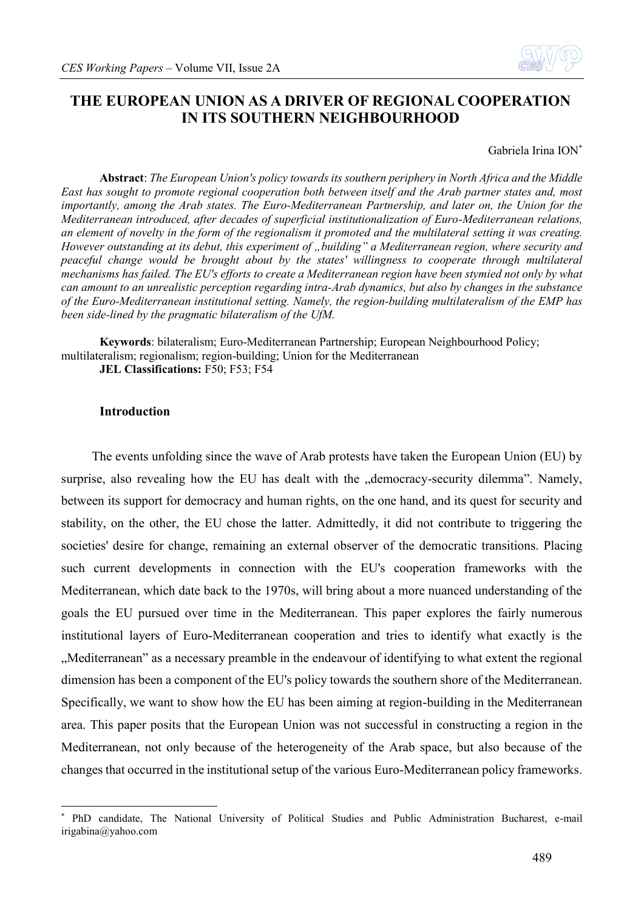# THE EUROPEAN UNION AS A DRIVER OF REGIONAL COOPERATION IN ITS SOUTHERN NEIGHBOURHOOD

Gabriela Irina ION[*]

**Abstract**: *The European Union's policy towards its southern periphery in North Africa and the Middle East has sought to promote regional cooperation both between itself and the Arab partner states and, most importantly, among the Arab states. The Euro-Mediterranean Partnership, and later on, the Union for the Mediterranean introduced, after decades of superficial institutionalization of Euro-Mediterranean relations, an element of novelty in the form of the regionalism it promoted and the multilateral setting it was creating. However outstanding at its debut, this experiment of „building" a Mediterranean region, where security and peaceful change would be brought about by the states' willingness to cooperate through multilateral mechanisms has failed. The EU's efforts to create a Mediterranean region have been stymied not only by what can amount to an unrealistic perception regarding intra-Arab dynamics, but also by changes in the substance of the Euro-Mediterranean institutional setting. Namely, the region-building multilateralism of the EMP has been side-lined by the pragmatic bilateralism of the UfM.*

**Keywords**: bilateralism; Euro-Mediterranean Partnership; European Neighbourhood Policy; multilateralism; regionalism; region-building; Union for the Mediterranean

**JEL Classifications:** F50; F53; F54

## Introduction

The events unfolding since the wave of Arab protests have taken the European Union (EU) by surprise, also revealing how the EU has dealt with the „democracy-security dilemma". Namely, between its support for democracy and human rights, on the one hand, and its quest for security and stability, on the other, the EU chose the latter. Admittedly, it did not contribute to triggering the societies' desire for change, remaining an external observer of the democratic transitions. Placing such current developments in connection with the EU's cooperation frameworks with the Mediterranean, which date back to the 1970s, will bring about a more nuanced understanding of the goals the EU pursued over time in the Mediterranean. This paper explores the fairly numerous institutional layers of Euro-Mediterranean cooperation and tries to identify what exactly is the „Mediterranean" as a necessary preamble in the endeavour of identifying to what extent the regional dimension has been a component of the EU's policy towards the southern shore of the Mediterranean. Specifically, we want to show how the EU has been aiming at region-building in the Mediterranean area. This paper posits that the European Union was not successful in constructing a region in the Mediterranean, not only because of the heterogeneity of the Arab space, but also because of the changes that occurred in the institutional setup of the various Euro-Mediterranean policy frameworks.

---

[*] PhD candidate, The National University of Political Studies and Public Administration Bucharest, e-mail irigabina@yahoo.com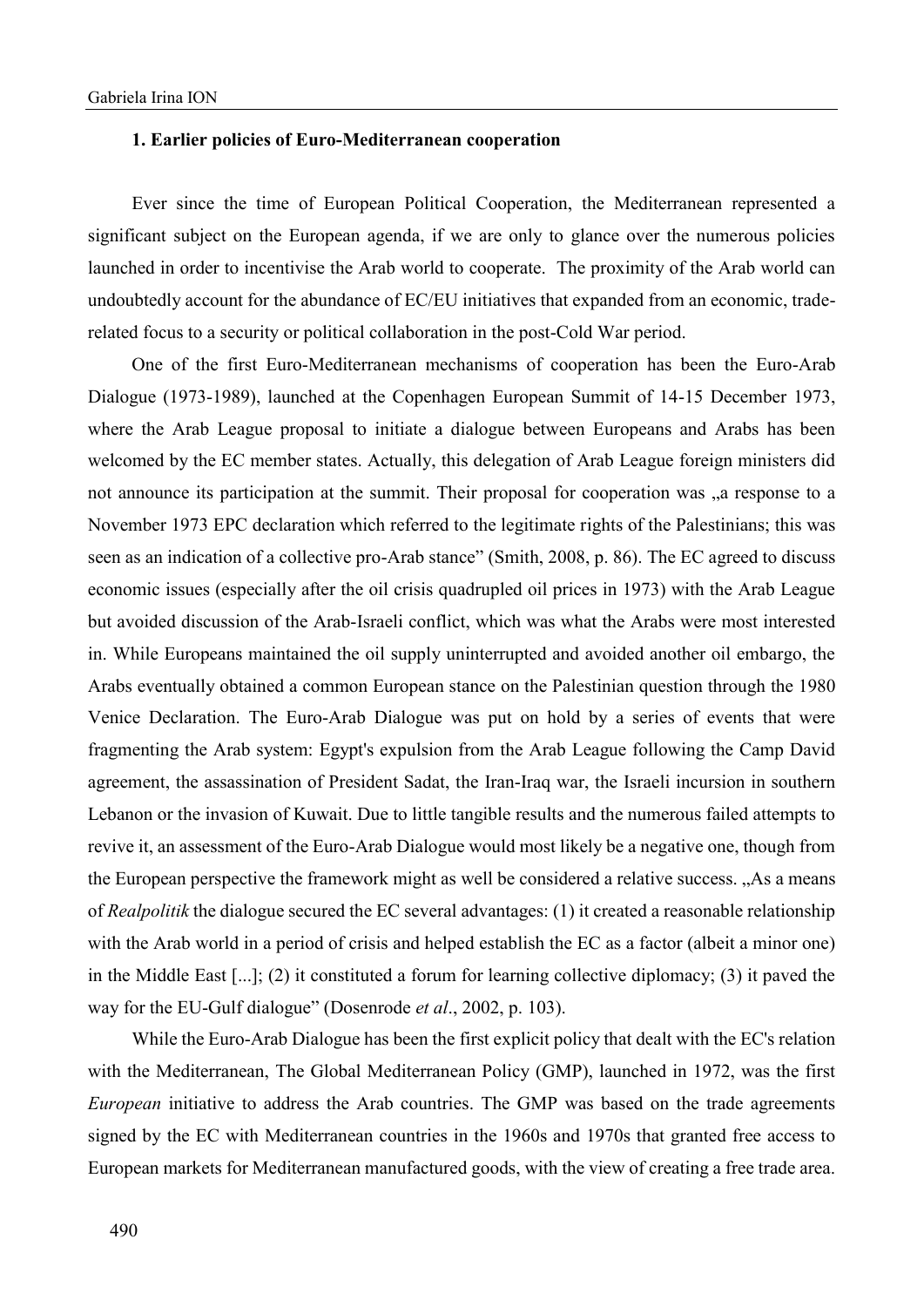### 1. Earlier policies of Euro-Mediterranean cooperation

Ever since the time of European Political Cooperation, the Mediterranean represented a significant subject on the European agenda, if we are only to glance over the numerous policies launched in order to incentivise the Arab world to cooperate. The proximity of the Arab world can undoubtedly account for the abundance of EC/EU initiatives that expanded from an economic, trade-related focus to a security or political collaboration in the post-Cold War period.

One of the first Euro-Mediterranean mechanisms of cooperation has been the Euro-Arab Dialogue (1973-1989), launched at the Copenhagen European Summit of 14-15 December 1973, where the Arab League proposal to initiate a dialogue between Europeans and Arabs has been welcomed by the EC member states. Actually, this delegation of Arab League foreign ministers did not announce its participation at the summit. Their proposal for cooperation was „a response to a November 1973 EPC declaration which referred to the legitimate rights of the Palestinians; this was seen as an indication of a collective pro-Arab stance" (Smith, 2008, p. 86). The EC agreed to discuss economic issues (especially after the oil crisis quadrupled oil prices in 1973) with the Arab League but avoided discussion of the Arab-Israeli conflict, which was what the Arabs were most interested in. While Europeans maintained the oil supply uninterrupted and avoided another oil embargo, the Arabs eventually obtained a common European stance on the Palestinian question through the 1980 Venice Declaration. The Euro-Arab Dialogue was put on hold by a series of events that were fragmenting the Arab system: Egypt's expulsion from the Arab League following the Camp David agreement, the assassination of President Sadat, the Iran-Iraq war, the Israeli incursion in southern Lebanon or the invasion of Kuwait. Due to little tangible results and the numerous failed attempts to revive it, an assessment of the Euro-Arab Dialogue would most likely be a negative one, though from the European perspective the framework might as well be considered a relative success. „As a means of *Realpolitik* the dialogue secured the EC several advantages: (1) it created a reasonable relationship with the Arab world in a period of crisis and helped establish the EC as a factor (albeit a minor one) in the Middle East [...]; (2) it constituted a forum for learning collective diplomacy; (3) it paved the way for the EU-Gulf dialogue" (Dosenrode *et al*., 2002, p. 103).

While the Euro-Arab Dialogue has been the first explicit policy that dealt with the EC's relation with the Mediterranean, The Global Mediterranean Policy (GMP), launched in 1972, was the first *European* initiative to address the Arab countries. The GMP was based on the trade agreements signed by the EC with Mediterranean countries in the 1960s and 1970s that granted free access to European markets for Mediterranean manufactured goods, with the view of creating a free trade area.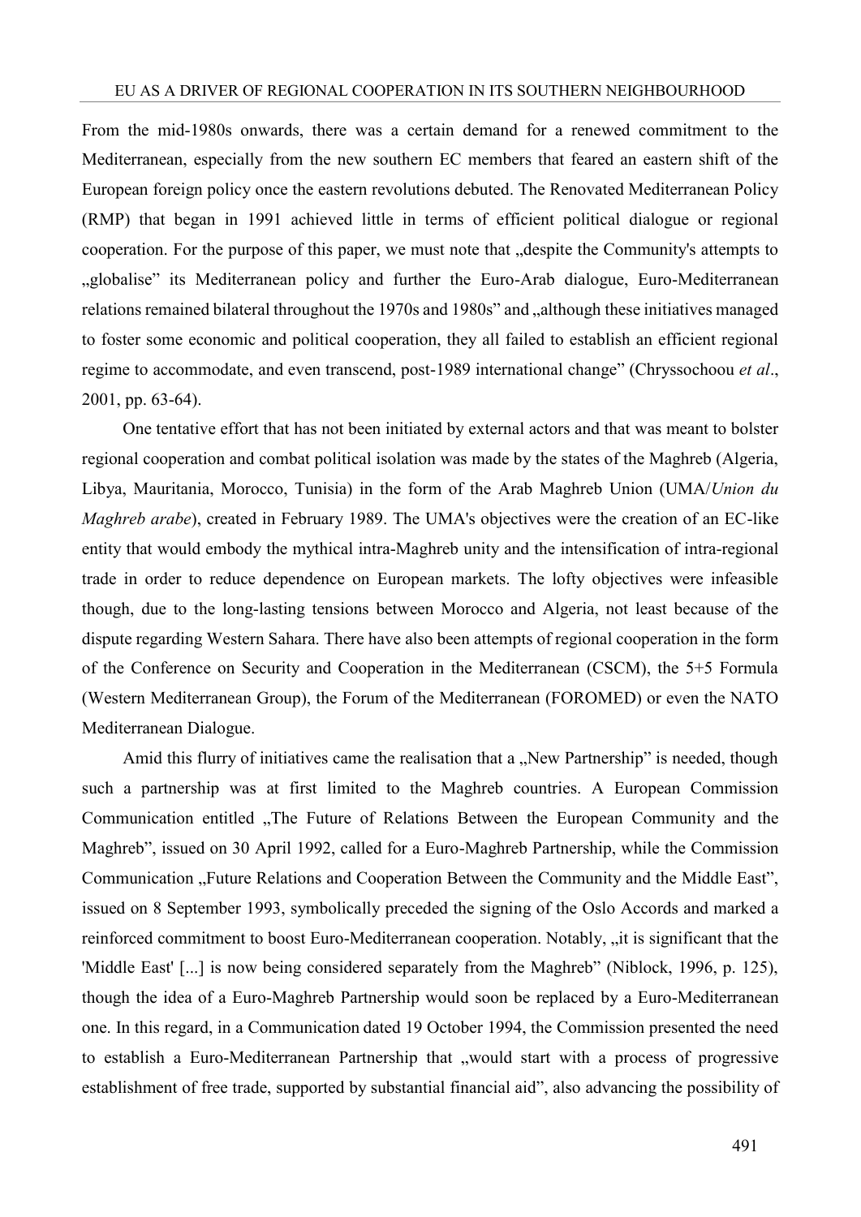From the mid-1980s onwards, there was a certain demand for a renewed commitment to the Mediterranean, especially from the new southern EC members that feared an eastern shift of the European foreign policy once the eastern revolutions debuted. The Renovated Mediterranean Policy (RMP) that began in 1991 achieved little in terms of efficient political dialogue or regional cooperation. For the purpose of this paper, we must note that „despite the Community's attempts to „globalise" its Mediterranean policy and further the Euro-Arab dialogue, Euro-Mediterranean relations remained bilateral throughout the 1970s and 1980s" and „although these initiatives managed to foster some economic and political cooperation, they all failed to establish an efficient regional regime to accommodate, and even transcend, post-1989 international change" (Chryssochoou *et al*., 2001, pp. 63-64).

One tentative effort that has not been initiated by external actors and that was meant to bolster regional cooperation and combat political isolation was made by the states of the Maghreb (Algeria, Libya, Mauritania, Morocco, Tunisia) in the form of the Arab Maghreb Union (UMA/*Union du Maghreb arabe*), created in February 1989. The UMA's objectives were the creation of an EC-like entity that would embody the mythical intra-Maghreb unity and the intensification of intra-regional trade in order to reduce dependence on European markets. The lofty objectives were infeasible though, due to the long-lasting tensions between Morocco and Algeria, not least because of the dispute regarding Western Sahara. There have also been attempts of regional cooperation in the form of the Conference on Security and Cooperation in the Mediterranean (CSCM), the 5+5 Formula (Western Mediterranean Group), the Forum of the Mediterranean (FOROMED) or even the NATO Mediterranean Dialogue.

Amid this flurry of initiatives came the realisation that a „New Partnership" is needed, though such a partnership was at first limited to the Maghreb countries. A European Commission Communication entitled „The Future of Relations Between the European Community and the Maghreb", issued on 30 April 1992, called for a Euro-Maghreb Partnership, while the Commission Communication „Future Relations and Cooperation Between the Community and the Middle East", issued on 8 September 1993, symbolically preceded the signing of the Oslo Accords and marked a reinforced commitment to boost Euro-Mediterranean cooperation. Notably, „it is significant that the 'Middle East' [...] is now being considered separately from the Maghreb" (Niblock, 1996, p. 125), though the idea of a Euro-Maghreb Partnership would soon be replaced by a Euro-Mediterranean one. In this regard, in a Communication dated 19 October 1994, the Commission presented the need to establish a Euro-Mediterranean Partnership that „would start with a process of progressive establishment of free trade, supported by substantial financial aid", also advancing the possibility of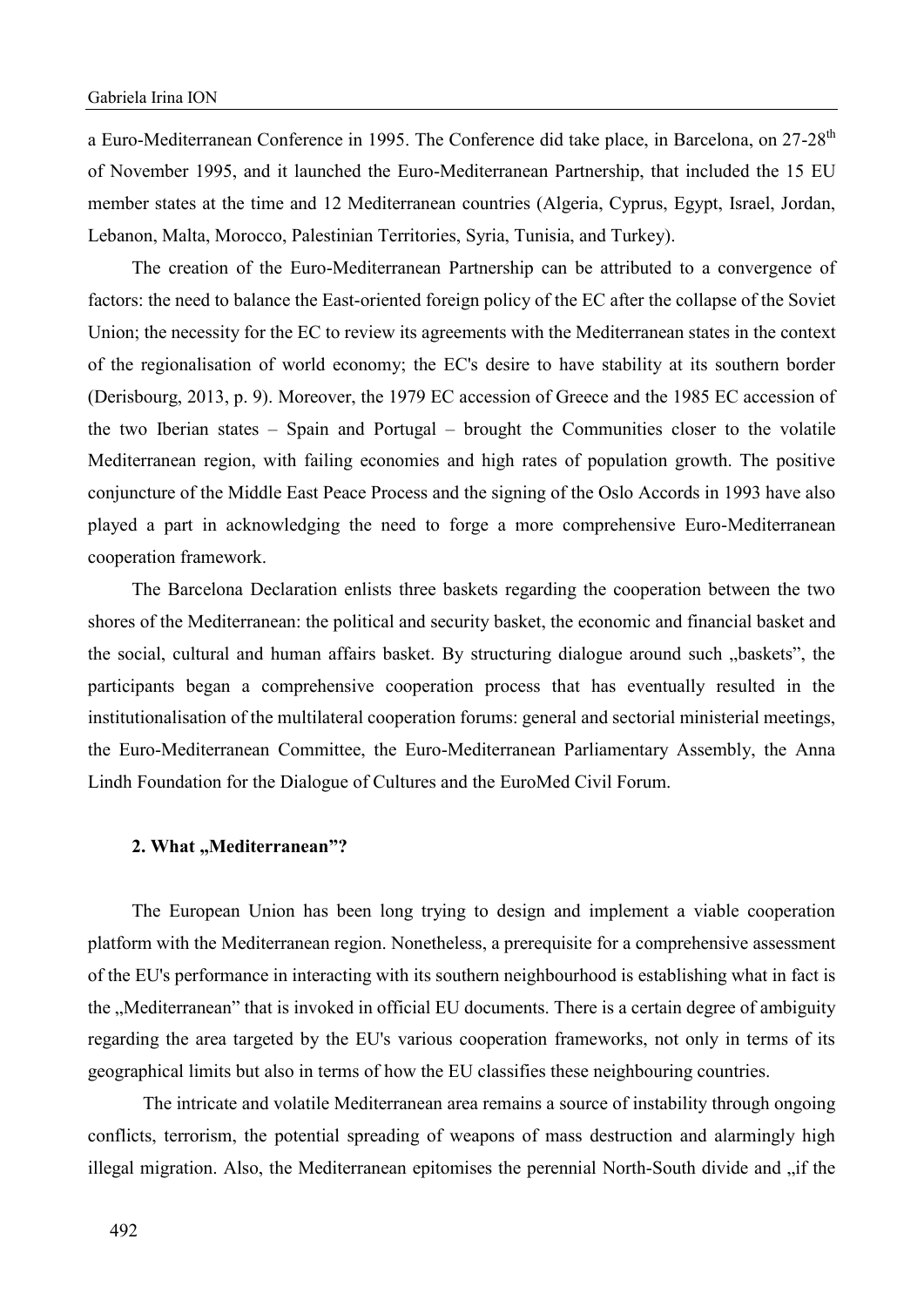a Euro-Mediterranean Conference in 1995. The Conference did take place, in Barcelona, on 27-28th of November 1995, and it launched the Euro-Mediterranean Partnership, that included the 15 EU member states at the time and 12 Mediterranean countries (Algeria, Cyprus, Egypt, Israel, Jordan, Lebanon, Malta, Morocco, Palestinian Territories, Syria, Tunisia, and Turkey).

The creation of the Euro-Mediterranean Partnership can be attributed to a convergence of factors: the need to balance the East-oriented foreign policy of the EC after the collapse of the Soviet Union; the necessity for the EC to review its agreements with the Mediterranean states in the context of the regionalisation of world economy; the EC's desire to have stability at its southern border (Derisbourg, 2013, p. 9). Moreover, the 1979 EC accession of Greece and the 1985 EC accession of the two Iberian states – Spain and Portugal – brought the Communities closer to the volatile Mediterranean region, with failing economies and high rates of population growth. The positive conjuncture of the Middle East Peace Process and the signing of the Oslo Accords in 1993 have also played a part in acknowledging the need to forge a more comprehensive Euro-Mediterranean cooperation framework.

The Barcelona Declaration enlists three baskets regarding the cooperation between the two shores of the Mediterranean: the political and security basket, the economic and financial basket and the social, cultural and human affairs basket. By structuring dialogue around such „baskets", the participants began a comprehensive cooperation process that has eventually resulted in the institutionalisation of the multilateral cooperation forums: general and sectorial ministerial meetings, the Euro-Mediterranean Committee, the Euro-Mediterranean Parliamentary Assembly, the Anna Lindh Foundation for the Dialogue of Cultures and the EuroMed Civil Forum.

## 2. What „Mediterranean"?

The European Union has been long trying to design and implement a viable cooperation platform with the Mediterranean region. Nonetheless, a prerequisite for a comprehensive assessment of the EU's performance in interacting with its southern neighbourhood is establishing what in fact is the „Mediterranean" that is invoked in official EU documents. There is a certain degree of ambiguity regarding the area targeted by the EU's various cooperation frameworks, not only in terms of its geographical limits but also in terms of how the EU classifies these neighbouring countries.

The intricate and volatile Mediterranean area remains a source of instability through ongoing conflicts, terrorism, the potential spreading of weapons of mass destruction and alarmingly high illegal migration. Also, the Mediterranean epitomises the perennial North-South divide and „if the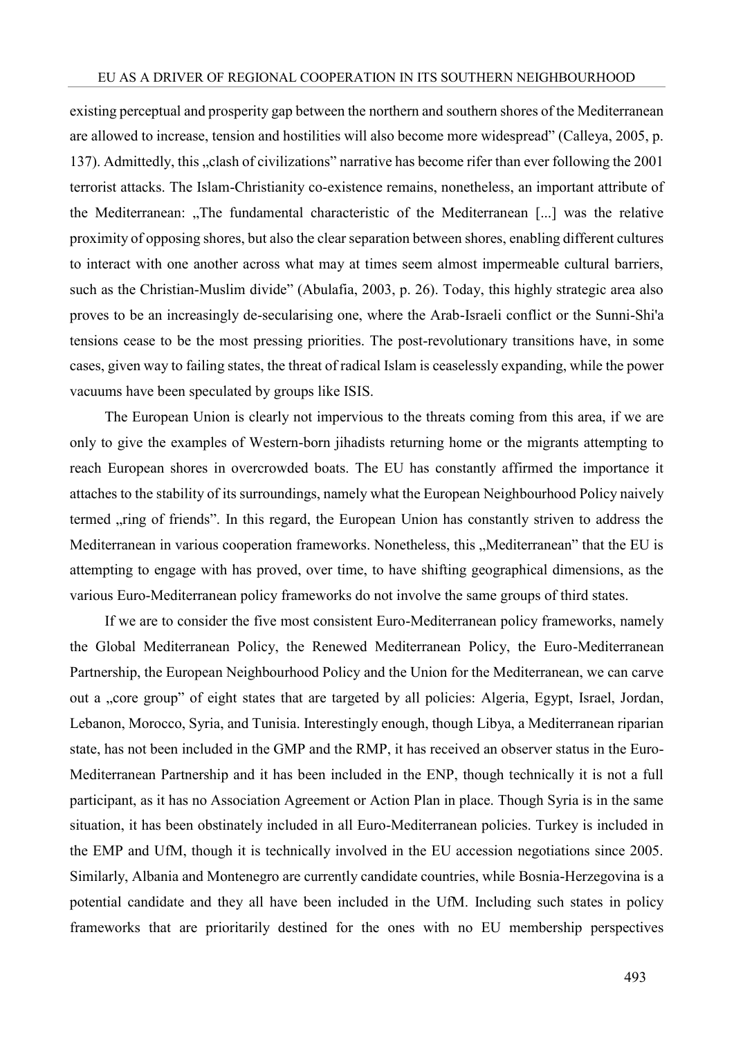existing perceptual and prosperity gap between the northern and southern shores of the Mediterranean are allowed to increase, tension and hostilities will also become more widespread" (Calleya, 2005, p. 137). Admittedly, this „clash of civilizations" narrative has become rifer than ever following the 2001 terrorist attacks. The Islam-Christianity co-existence remains, nonetheless, an important attribute of the Mediterranean: „The fundamental characteristic of the Mediterranean [...] was the relative proximity of opposing shores, but also the clear separation between shores, enabling different cultures to interact with one another across what may at times seem almost impermeable cultural barriers, such as the Christian-Muslim divide" (Abulafia, 2003, p. 26). Today, this highly strategic area also proves to be an increasingly de-secularising one, where the Arab-Israeli conflict or the Sunni-Shi'a tensions cease to be the most pressing priorities. The post-revolutionary transitions have, in some cases, given way to failing states, the threat of radical Islam is ceaselessly expanding, while the power vacuums have been speculated by groups like ISIS.

The European Union is clearly not impervious to the threats coming from this area, if we are only to give the examples of Western-born jihadists returning home or the migrants attempting to reach European shores in overcrowded boats. The EU has constantly affirmed the importance it attaches to the stability of its surroundings, namely what the European Neighbourhood Policy naively termed „ring of friends". In this regard, the European Union has constantly striven to address the Mediterranean in various cooperation frameworks. Nonetheless, this „Mediterranean" that the EU is attempting to engage with has proved, over time, to have shifting geographical dimensions, as the various Euro-Mediterranean policy frameworks do not involve the same groups of third states.

If we are to consider the five most consistent Euro-Mediterranean policy frameworks, namely the Global Mediterranean Policy, the Renewed Mediterranean Policy, the Euro-Mediterranean Partnership, the European Neighbourhood Policy and the Union for the Mediterranean, we can carve out a „core group" of eight states that are targeted by all policies: Algeria, Egypt, Israel, Jordan, Lebanon, Morocco, Syria, and Tunisia. Interestingly enough, though Libya, a Mediterranean riparian state, has not been included in the GMP and the RMP, it has received an observer status in the Euro-Mediterranean Partnership and it has been included in the ENP, though technically it is not a full participant, as it has no Association Agreement or Action Plan in place. Though Syria is in the same situation, it has been obstinately included in all Euro-Mediterranean policies. Turkey is included in the EMP and UfM, though it is technically involved in the EU accession negotiations since 2005. Similarly, Albania and Montenegro are currently candidate countries, while Bosnia-Herzegovina is a potential candidate and they all have been included in the UfM. Including such states in policy frameworks that are prioritarily destined for the ones with no EU membership perspectives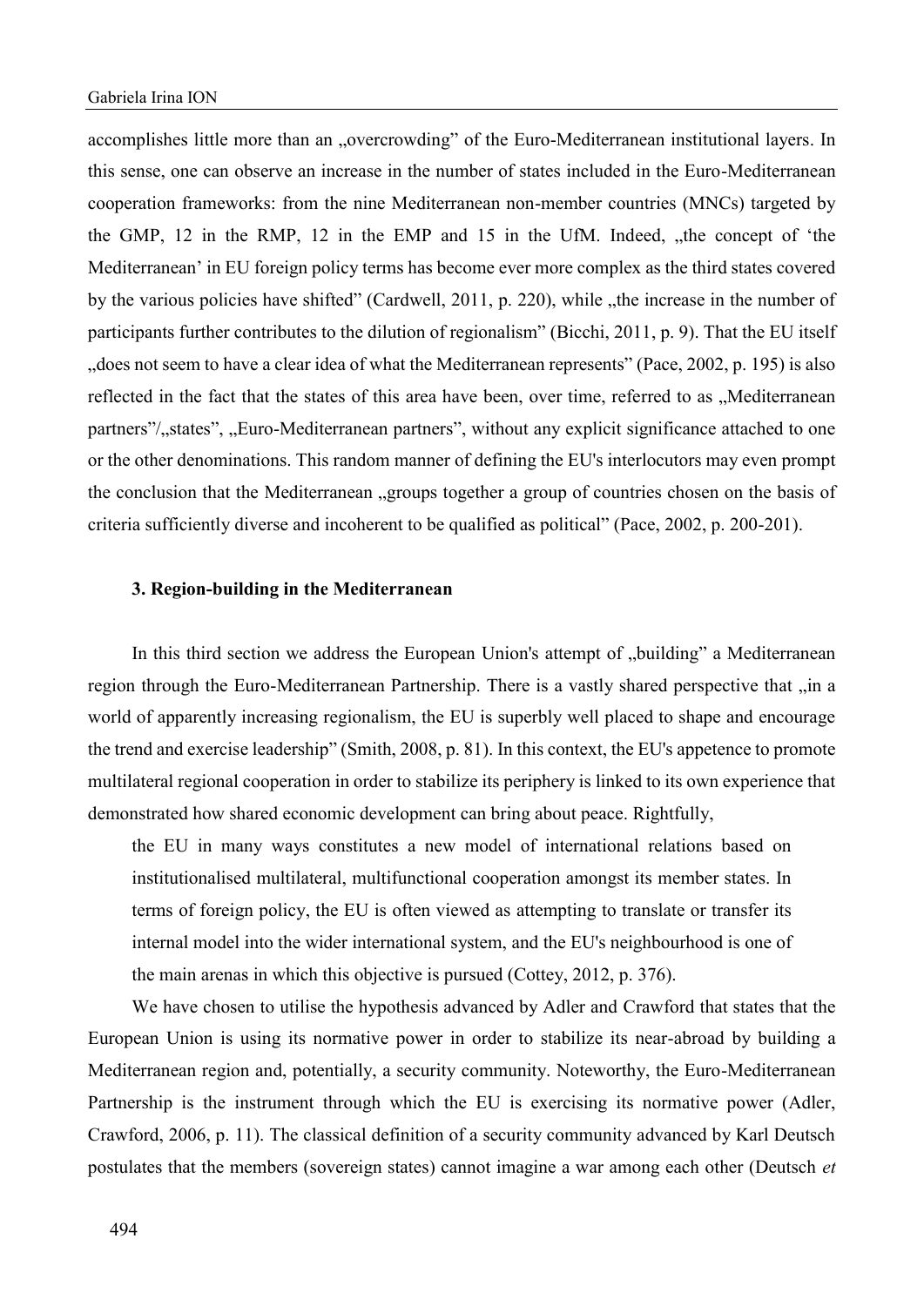accomplishes little more than an „overcrowding" of the Euro-Mediterranean institutional layers. In this sense, one can observe an increase in the number of states included in the Euro-Mediterranean cooperation frameworks: from the nine Mediterranean non-member countries (MNCs) targeted by the GMP, 12 in the RMP, 12 in the EMP and 15 in the UfM. Indeed, „the concept of 'the Mediterranean' in EU foreign policy terms has become ever more complex as the third states covered by the various policies have shifted" (Cardwell, 2011, p. 220), while „the increase in the number of participants further contributes to the dilution of regionalism" (Bicchi, 2011, p. 9). That the EU itself „does not seem to have a clear idea of what the Mediterranean represents" (Pace, 2002, p. 195) is also reflected in the fact that the states of this area have been, over time, referred to as „Mediterranean partners"/„states", „Euro-Mediterranean partners", without any explicit significance attached to one or the other denominations. This random manner of defining the EU's interlocutors may even prompt the conclusion that the Mediterranean „groups together a group of countries chosen on the basis of criteria sufficiently diverse and incoherent to be qualified as political" (Pace, 2002, p. 200-201).

### 3. Region-building in the Mediterranean

In this third section we address the European Union's attempt of „building" a Mediterranean region through the Euro-Mediterranean Partnership. There is a vastly shared perspective that „in a world of apparently increasing regionalism, the EU is superbly well placed to shape and encourage the trend and exercise leadership" (Smith, 2008, p. 81). In this context, the EU's appetence to promote multilateral regional cooperation in order to stabilize its periphery is linked to its own experience that demonstrated how shared economic development can bring about peace. Rightfully,

> the EU in many ways constitutes a new model of international relations based on institutionalised multilateral, multifunctional cooperation amongst its member states. In terms of foreign policy, the EU is often viewed as attempting to translate or transfer its internal model into the wider international system, and the EU's neighbourhood is one of the main arenas in which this objective is pursued (Cottey, 2012, p. 376).

We have chosen to utilise the hypothesis advanced by Adler and Crawford that states that the European Union is using its normative power in order to stabilize its near-abroad by building a Mediterranean region and, potentially, a security community. Noteworthy, the Euro-Mediterranean Partnership is the instrument through which the EU is exercising its normative power (Adler, Crawford, 2006, p. 11). The classical definition of a security community advanced by Karl Deutsch postulates that the members (sovereign states) cannot imagine a war among each other (Deutsch *et*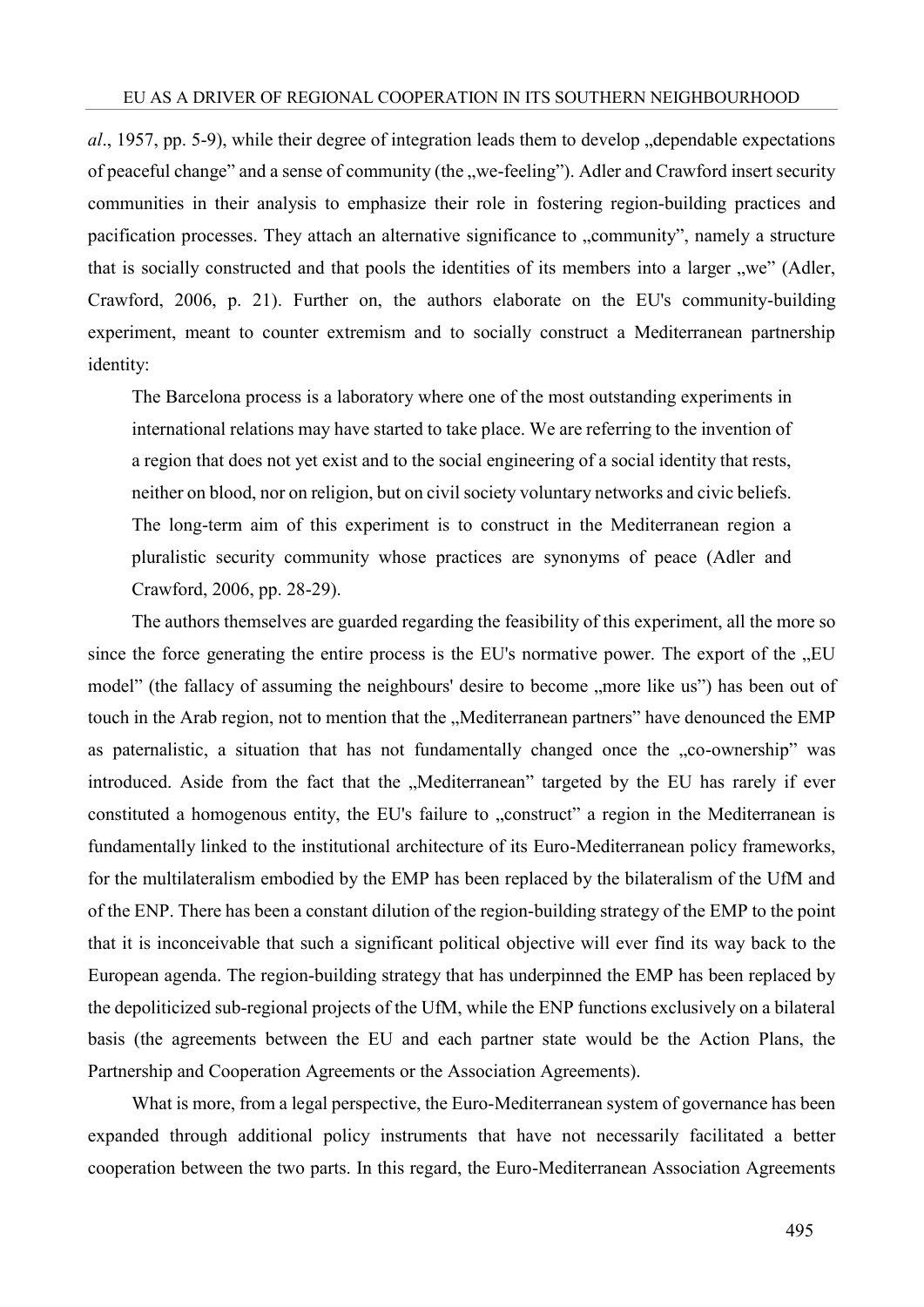*al*., 1957, pp. 5-9), while their degree of integration leads them to develop „dependable expectations of peaceful change" and a sense of community (the „we-feeling"). Adler and Crawford insert security communities in their analysis to emphasize their role in fostering region-building practices and pacification processes. They attach an alternative significance to „community", namely a structure that is socially constructed and that pools the identities of its members into a larger „we" (Adler, Crawford, 2006, p. 21). Further on, the authors elaborate on the EU's community-building experiment, meant to counter extremism and to socially construct a Mediterranean partnership identity:

> The Barcelona process is a laboratory where one of the most outstanding experiments in international relations may have started to take place. We are referring to the invention of a region that does not yet exist and to the social engineering of a social identity that rests, neither on blood, nor on religion, but on civil society voluntary networks and civic beliefs. The long-term aim of this experiment is to construct in the Mediterranean region a pluralistic security community whose practices are synonyms of peace (Adler and Crawford, 2006, pp. 28-29).

The authors themselves are guarded regarding the feasibility of this experiment, all the more so since the force generating the entire process is the EU's normative power. The export of the „EU model" (the fallacy of assuming the neighbours' desire to become „more like us") has been out of touch in the Arab region, not to mention that the „Mediterranean partners" have denounced the EMP as paternalistic, a situation that has not fundamentally changed once the „co-ownership" was introduced. Aside from the fact that the „Mediterranean" targeted by the EU has rarely if ever constituted a homogenous entity, the EU's failure to „construct" a region in the Mediterranean is fundamentally linked to the institutional architecture of its Euro-Mediterranean policy frameworks, for the multilateralism embodied by the EMP has been replaced by the bilateralism of the UfM and of the ENP. There has been a constant dilution of the region-building strategy of the EMP to the point that it is inconceivable that such a significant political objective will ever find its way back to the European agenda. The region-building strategy that has underpinned the EMP has been replaced by the depoliticized sub-regional projects of the UfM, while the ENP functions exclusively on a bilateral basis (the agreements between the EU and each partner state would be the Action Plans, the Partnership and Cooperation Agreements or the Association Agreements).

What is more, from a legal perspective, the Euro-Mediterranean system of governance has been expanded through additional policy instruments that have not necessarily facilitated a better cooperation between the two parts. In this regard, the Euro-Mediterranean Association Agreements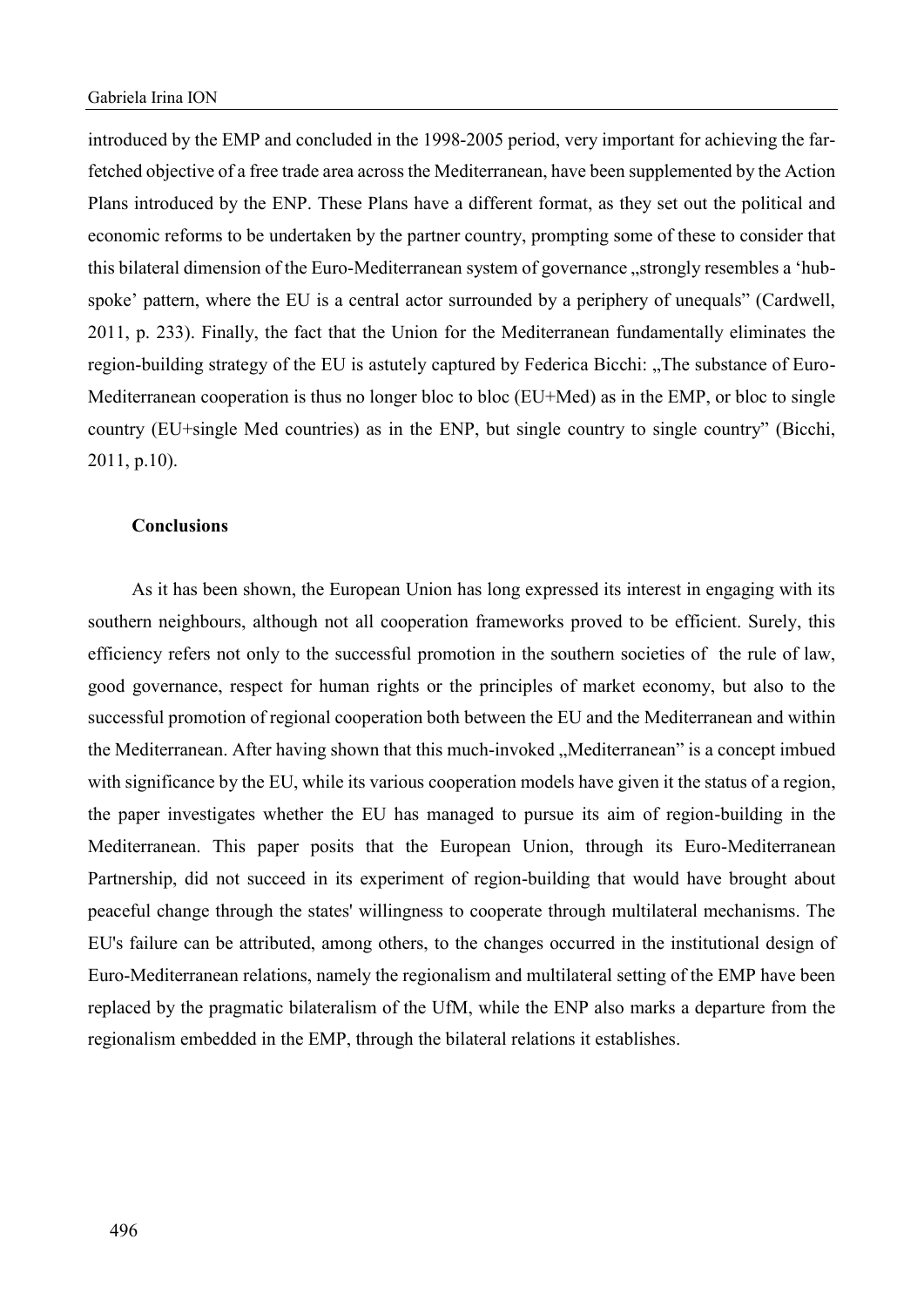introduced by the EMP and concluded in the 1998-2005 period, very important for achieving the far-fetched objective of a free trade area across the Mediterranean, have been supplemented by the Action Plans introduced by the ENP. These Plans have a different format, as they set out the political and economic reforms to be undertaken by the partner country, prompting some of these to consider that this bilateral dimension of the Euro-Mediterranean system of governance „strongly resembles a 'hub-spoke' pattern, where the EU is a central actor surrounded by a periphery of unequals" (Cardwell, 2011, p. 233). Finally, the fact that the Union for the Mediterranean fundamentally eliminates the region-building strategy of the EU is astutely captured by Federica Bicchi: „The substance of Euro-Mediterranean cooperation is thus no longer bloc to bloc (EU+Med) as in the EMP, or bloc to single country (EU+single Med countries) as in the ENP, but single country to single country" (Bicchi, 2011, p.10).

### Conclusions

As it has been shown, the European Union has long expressed its interest in engaging with its southern neighbours, although not all cooperation frameworks proved to be efficient. Surely, this efficiency refers not only to the successful promotion in the southern societies of the rule of law, good governance, respect for human rights or the principles of market economy, but also to the successful promotion of regional cooperation both between the EU and the Mediterranean and within the Mediterranean. After having shown that this much-invoked „Mediterranean" is a concept imbued with significance by the EU, while its various cooperation models have given it the status of a region, the paper investigates whether the EU has managed to pursue its aim of region-building in the Mediterranean. This paper posits that the European Union, through its Euro-Mediterranean Partnership, did not succeed in its experiment of region-building that would have brought about peaceful change through the states' willingness to cooperate through multilateral mechanisms. The EU's failure can be attributed, among others, to the changes occurred in the institutional design of Euro-Mediterranean relations, namely the regionalism and multilateral setting of the EMP have been replaced by the pragmatic bilateralism of the UfM, while the ENP also marks a departure from the regionalism embedded in the EMP, through the bilateral relations it establishes.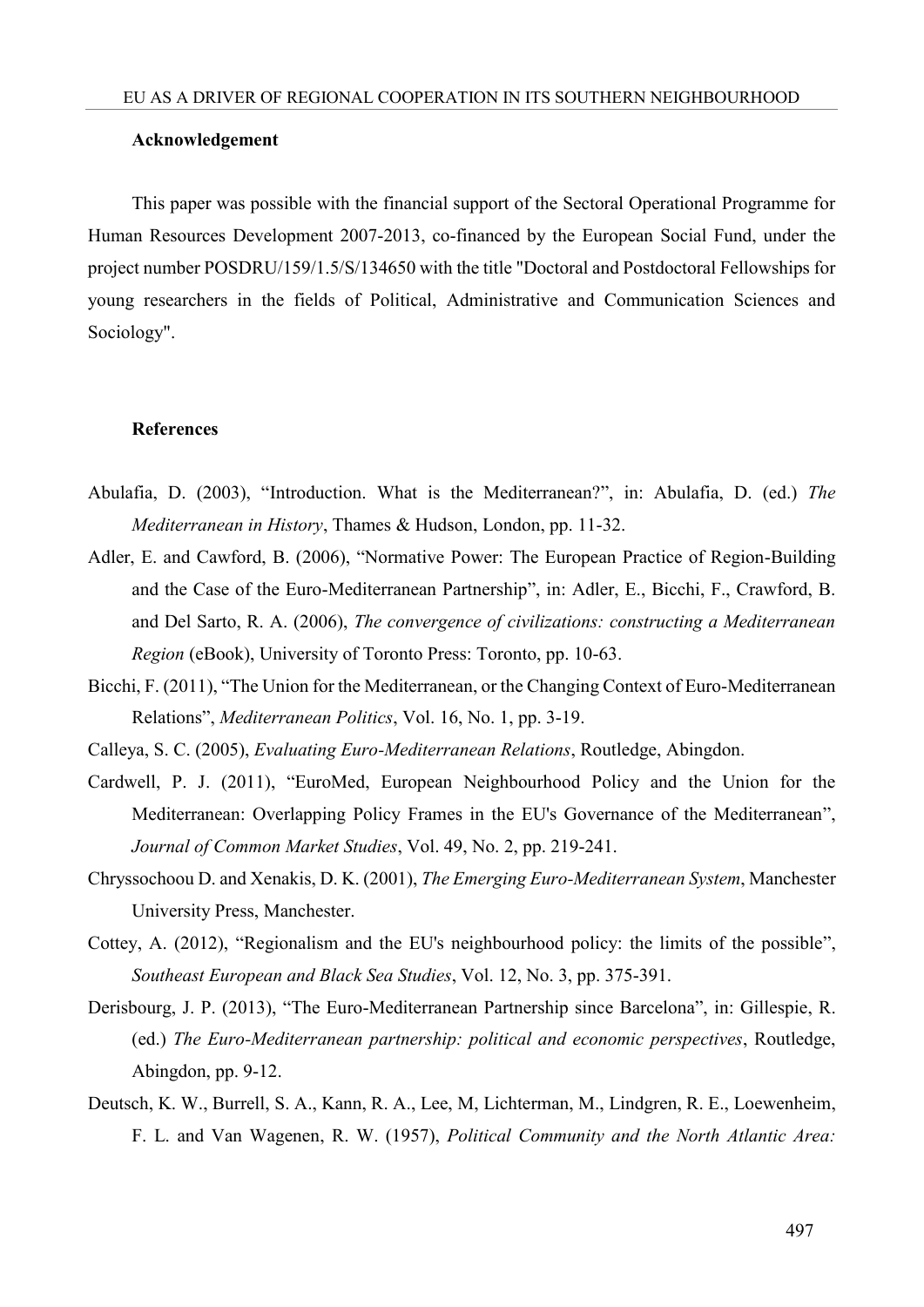### Acknowledgement

This paper was possible with the financial support of the Sectoral Operational Programme for Human Resources Development 2007-2013, co-financed by the European Social Fund, under the project number POSDRU/159/1.5/S/134650 with the title "Doctoral and Postdoctoral Fellowships for young researchers in the fields of Political, Administrative and Communication Sciences and Sociology".

### References

Abulafia, D. (2003), "Introduction. What is the Mediterranean?", in: Abulafia, D. (ed.) *The Mediterranean in History*, Thames & Hudson, London, pp. 11-32.

Adler, E. and Cawford, B. (2006), "Normative Power: The European Practice of Region-Building and the Case of the Euro-Mediterranean Partnership", in: Adler, E., Bicchi, F., Crawford, B. and Del Sarto, R. A. (2006), *The convergence of civilizations: constructing a Mediterranean Region* (eBook), University of Toronto Press: Toronto, pp. 10-63.

Bicchi, F. (2011), "The Union for the Mediterranean, or the Changing Context of Euro-Mediterranean Relations", *Mediterranean Politics*, Vol. 16, No. 1, pp. 3-19.

Calleya, S. C. (2005), *Evaluating Euro-Mediterranean Relations*, Routledge, Abingdon.

Cardwell, P. J. (2011), "EuroMed, European Neighbourhood Policy and the Union for the Mediterranean: Overlapping Policy Frames in the EU's Governance of the Mediterranean", *Journal of Common Market Studies*, Vol. 49, No. 2, pp. 219-241.

Chryssochoou D. and Xenakis, D. K. (2001), *The Emerging Euro-Mediterranean System*, Manchester University Press, Manchester.

Cottey, A. (2012), "Regionalism and the EU's neighbourhood policy: the limits of the possible", *Southeast European and Black Sea Studies*, Vol. 12, No. 3, pp. 375-391.

Derisbourg, J. P. (2013), "The Euro-Mediterranean Partnership since Barcelona", in: Gillespie, R. (ed.) *The Euro-Mediterranean partnership: political and economic perspectives*, Routledge, Abingdon, pp. 9-12.

Deutsch, K. W., Burrell, S. A., Kann, R. A., Lee, M, Lichterman, M., Lindgren, R. E., Loewenheim, F. L. and Van Wagenen, R. W. (1957), *Political Community and the North Atlantic Area:*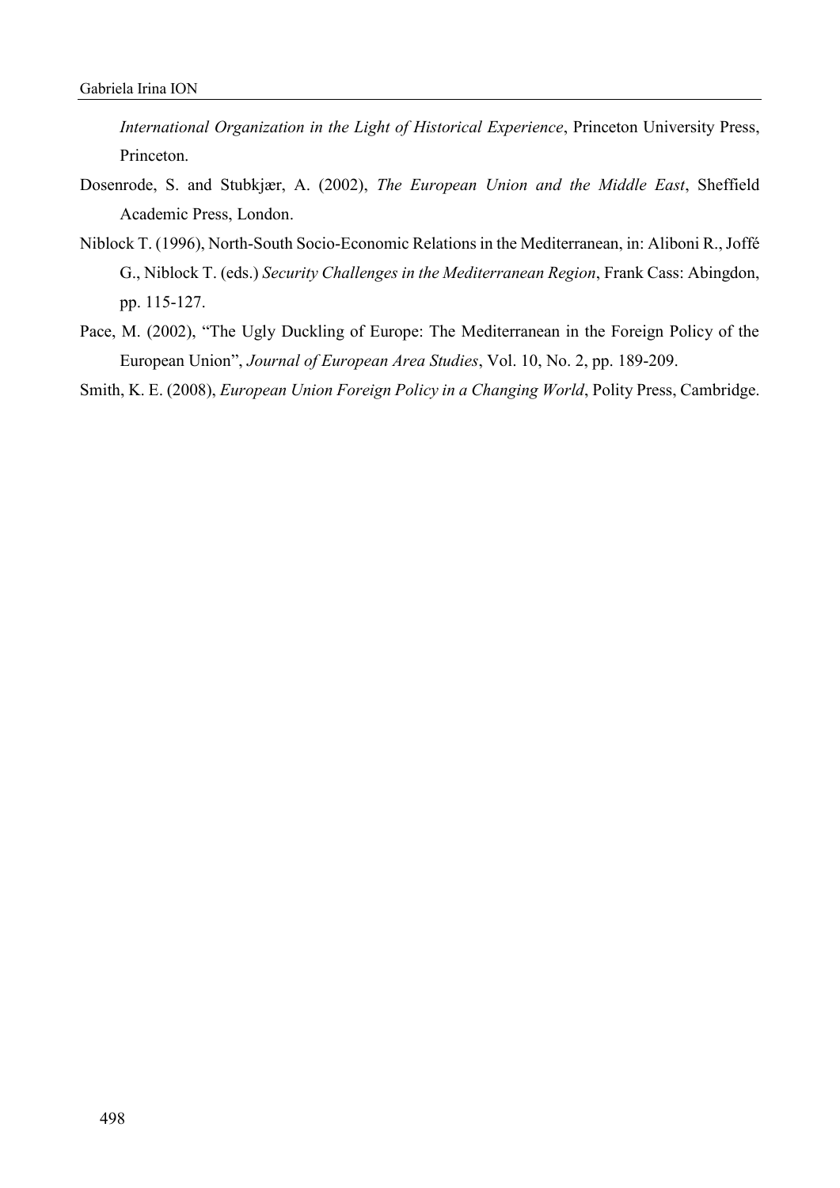*International Organization in the Light of Historical Experience*, Princeton University Press, Princeton.

Dosenrode, S. and Stubkjær, A. (2002), *The European Union and the Middle East*, Sheffield Academic Press, London.

Niblock T. (1996), North-South Socio-Economic Relations in the Mediterranean, in: Aliboni R., Joffé G., Niblock T. (eds.) *Security Challenges in the Mediterranean Region*, Frank Cass: Abingdon, pp. 115-127.

Pace, M. (2002), "The Ugly Duckling of Europe: The Mediterranean in the Foreign Policy of the European Union", *Journal of European Area Studies*, Vol. 10, No. 2, pp. 189-209.

Smith, K. E. (2008), *European Union Foreign Policy in a Changing World*, Polity Press, Cambridge.